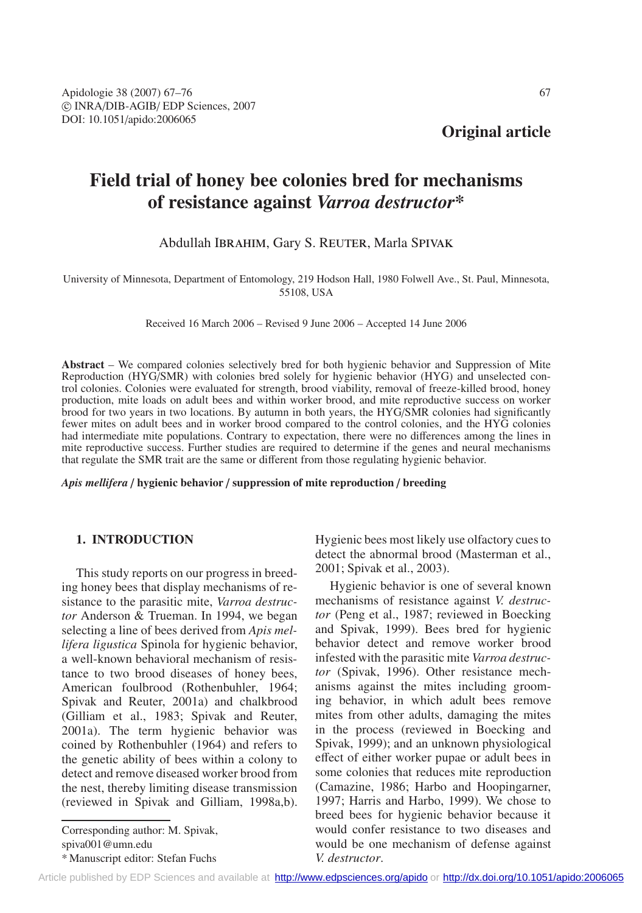**Original article**

# Field trial of honey bee colonies bred for mechanisms of resistance against *Varroa destructor**

Abdullah Ibrahim, Gary S. Reuter, Marla Spivak

University of Minnesota, Department of Entomology, 219 Hodson Hall, 1980 Folwell Ave., St. Paul, Minnesota, 55108, USA

Received 16 March 2006 – Revised 9 June 2006 – Accepted 14 June 2006

**Abstract** – We compared colonies selectively bred for both hygienic behavior and Suppression of Mite Reproduction (HYG/SMR) with colonies bred solely for hygienic behavior (HYG) and unselected control colonies. Colonies were evaluated for strength, brood viability, removal of freeze-killed brood, honey production, mite loads on adult bees and within worker brood, and mite reproductive success on worker brood for two years in two locations. By autumn in both years, the HYG/SMR colonies had significantly fewer mites on adult bees and in worker brood compared to the control colonies, and the HYG colonies had intermediate mite populations. Contrary to expectation, there were no differences among the lines in mite reproductive success. Further studies are required to determine if the genes and neural mechanisms that regulate the SMR trait are the same or different from those regulating hygienic behavior.

***Apis mellifera* / hygienic behavior / suppression of mite reproduction / breeding**

## 1. INTRODUCTION

This study reports on our progress in breeding honey bees that display mechanisms of resistance to the parasitic mite, *Varroa destructor* Anderson & Trueman. In 1994, we began selecting a line of bees derived from *Apis mellifera ligustica* Spinola for hygienic behavior, a well-known behavioral mechanism of resistance to two brood diseases of honey bees, American foulbrood (Rothenbuhler, 1964; Spivak and Reuter, 2001a) and chalkbrood (Gilliam et al., 1983; Spivak and Reuter, 2001a). The term hygienic behavior was coined by Rothenbuhler (1964) and refers to the genetic ability of bees within a colony to detect and remove diseased worker brood from the nest, thereby limiting disease transmission (reviewed in Spivak and Gilliam, 1998a,b). Hygienic bees most likely use olfactory cues to detect the abnormal brood (Masterman et al., 2001; Spivak et al., 2003).

Hygienic behavior is one of several known mechanisms of resistance against *V. destructor* (Peng et al., 1987; reviewed in Boecking and Spivak, 1999). Bees bred for hygienic behavior detect and remove worker brood infested with the parasitic mite *Varroa destructor* (Spivak, 1996). Other resistance mechanisms against the mites including grooming behavior, in which adult bees remove mites from other adults, damaging the mites in the process (reviewed in Boecking and Spivak, 1999); and an unknown physiological effect of either worker pupae or adult bees in some colonies that reduces mite reproduction (Camazine, 1986; Harbo and Hoopingarner, 1997; Harris and Harbo, 1999). We chose to breed bees for hygienic behavior because it would confer resistance to two diseases and would be one mechanism of defense against *V. destructor*.

Corresponding author: M. Spivak, spiva001@umn.edu

\* Manuscript editor: Stefan Fuchs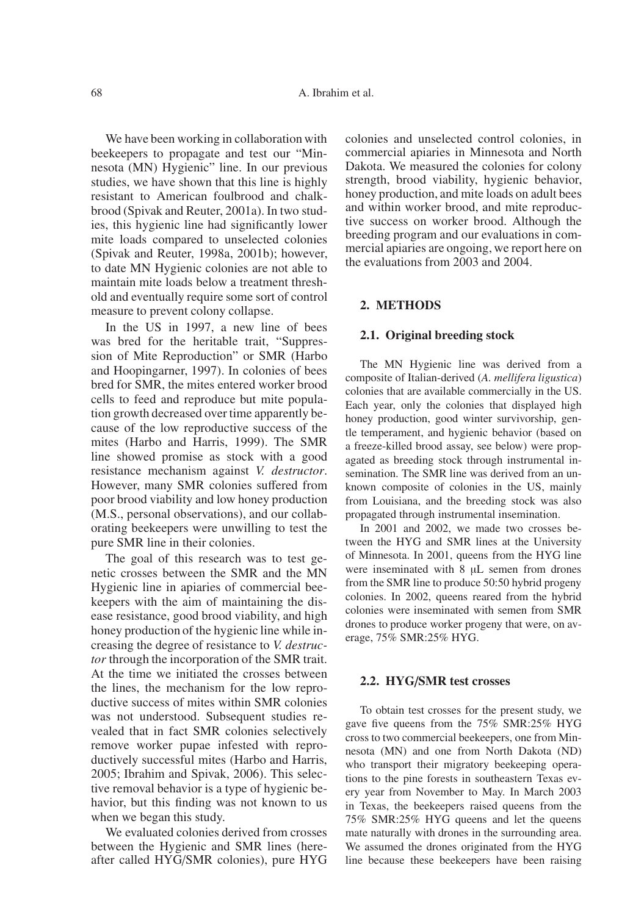We have been working in collaboration with beekeepers to propagate and test our "Minnesota (MN) Hygienic" line. In our previous studies, we have shown that this line is highly resistant to American foulbrood and chalkbrood (Spivak and Reuter, 2001a). In two studies, this hygienic line had significantly lower mite loads compared to unselected colonies (Spivak and Reuter, 1998a, 2001b); however, to date MN Hygienic colonies are not able to maintain mite loads below a treatment threshold and eventually require some sort of control measure to prevent colony collapse.

In the US in 1997, a new line of bees was bred for the heritable trait, "Suppression of Mite Reproduction" or SMR (Harbo and Hoopingarner, 1997). In colonies of bees bred for SMR, the mites entered worker brood cells to feed and reproduce but mite population growth decreased over time apparently because of the low reproductive success of the mites (Harbo and Harris, 1999). The SMR line showed promise as stock with a good resistance mechanism against *V. destructor*. However, many SMR colonies suffered from poor brood viability and low honey production (M.S., personal observations), and our collaborating beekeepers were unwilling to test the pure SMR line in their colonies.

The goal of this research was to test genetic crosses between the SMR and the MN Hygienic line in apiaries of commercial beekeepers with the aim of maintaining the disease resistance, good brood viability, and high honey production of the hygienic line while increasing the degree of resistance to *V. destructor* through the incorporation of the SMR trait. At the time we initiated the crosses between the lines, the mechanism for the low reproductive success of mites within SMR colonies was not understood. Subsequent studies revealed that in fact SMR colonies selectively remove worker pupae infested with reproductively successful mites (Harbo and Harris, 2005; Ibrahim and Spivak, 2006). This selective removal behavior is a type of hygienic behavior, but this finding was not known to us when we began this study.

We evaluated colonies derived from crosses between the Hygienic and SMR lines (hereafter called HYG/SMR colonies), pure HYG colonies and unselected control colonies, in commercial apiaries in Minnesota and North Dakota. We measured the colonies for colony strength, brood viability, hygienic behavior, honey production, and mite loads on adult bees and within worker brood, and mite reproductive success on worker brood. Although the breeding program and our evaluations in commercial apiaries are ongoing, we report here on the evaluations from 2003 and 2004.

## 2. METHODS

### 2.1. Original breeding stock

The MN Hygienic line was derived from a composite of Italian-derived (*A. mellifera ligustica*) colonies that are available commercially in the US. Each year, only the colonies that displayed high honey production, good winter survivorship, gentle temperament, and hygienic behavior (based on a freeze-killed brood assay, see below) were propagated as breeding stock through instrumental insemination. The SMR line was derived from an unknown composite of colonies in the US, mainly from Louisiana, and the breeding stock was also propagated through instrumental insemination.

In 2001 and 2002, we made two crosses between the HYG and SMR lines at the University of Minnesota. In 2001, queens from the HYG line were inseminated with 8 μL semen from drones from the SMR line to produce 50:50 hybrid progeny colonies. In 2002, queens reared from the hybrid colonies were inseminated with semen from SMR drones to produce worker progeny that were, on average, 75% SMR:25% HYG.

### 2.2. HYG/SMR test crosses

To obtain test crosses for the present study, we gave five queens from the 75% SMR:25% HYG cross to two commercial beekeepers, one from Minnesota (MN) and one from North Dakota (ND) who transport their migratory beekeeping operations to the pine forests in southeastern Texas every year from November to May. In March 2003 in Texas, the beekeepers raised queens from the 75% SMR:25% HYG queens and let the queens mate naturally with drones in the surrounding area. We assumed the drones originated from the HYG line because these beekeepers have been raising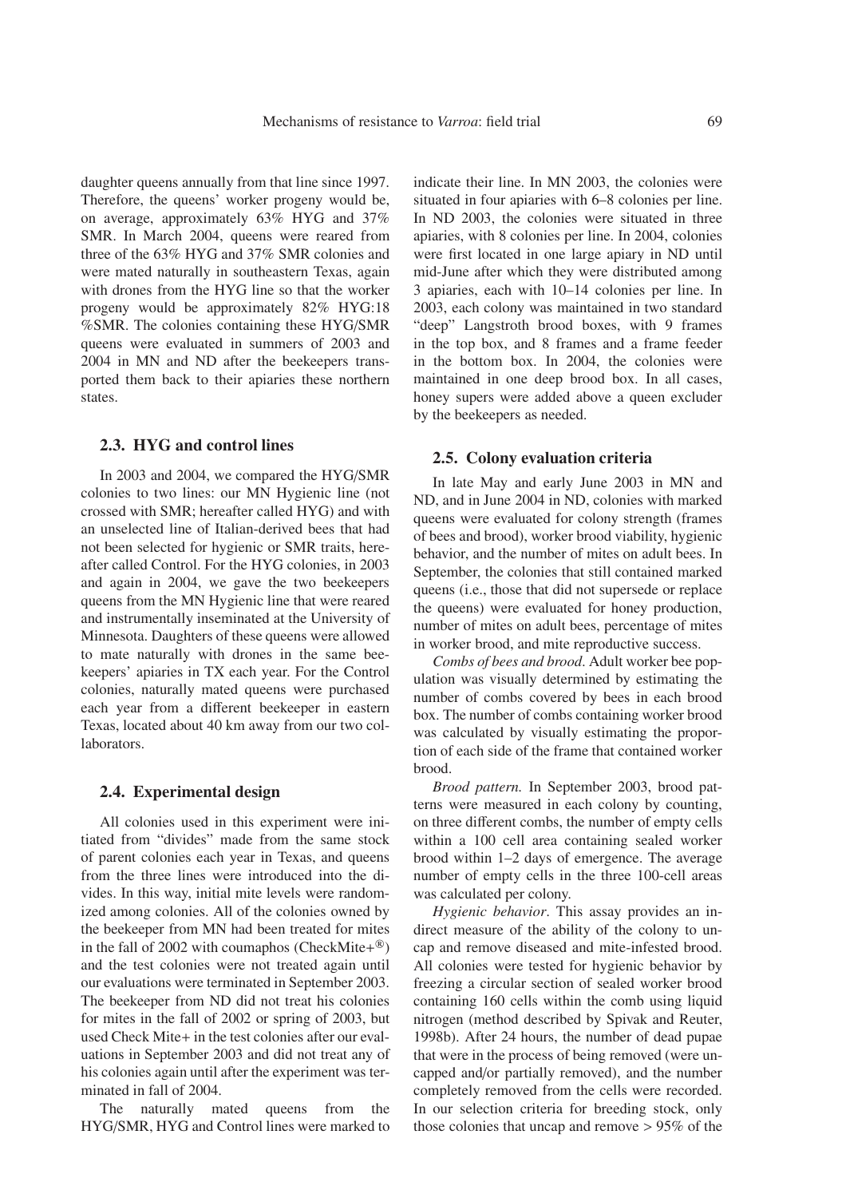daughter queens annually from that line since 1997. Therefore, the queens' worker progeny would be, on average, approximately 63% HYG and 37% SMR. In March 2004, queens were reared from three of the 63% HYG and 37% SMR colonies and were mated naturally in southeastern Texas, again with drones from the HYG line so that the worker progeny would be approximately 82% HYG:18 %SMR. The colonies containing these HYG/SMR queens were evaluated in summers of 2003 and 2004 in MN and ND after the beekeepers transported them back to their apiaries these northern states.

### 2.3. HYG and control lines

In 2003 and 2004, we compared the HYG/SMR colonies to two lines: our MN Hygienic line (not crossed with SMR; hereafter called HYG) and with an unselected line of Italian-derived bees that had not been selected for hygienic or SMR traits, hereafter called Control. For the HYG colonies, in 2003 and again in 2004, we gave the two beekeepers queens from the MN Hygienic line that were reared and instrumentally inseminated at the University of Minnesota. Daughters of these queens were allowed to mate naturally with drones in the same beekeepers' apiaries in TX each year. For the Control colonies, naturally mated queens were purchased each year from a different beekeeper in eastern Texas, located about 40 km away from our two collaborators.

### 2.4. Experimental design

All colonies used in this experiment were initiated from "divides" made from the same stock of parent colonies each year in Texas, and queens from the three lines were introduced into the divides. In this way, initial mite levels were randomized among colonies. All of the colonies owned by the beekeeper from MN had been treated for mites in the fall of 2002 with coumaphos (CheckMite+®) and the test colonies were not treated again until our evaluations were terminated in September 2003. The beekeeper from ND did not treat his colonies for mites in the fall of 2002 or spring of 2003, but used Check Mite+ in the test colonies after our evaluations in September 2003 and did not treat any of his colonies again until after the experiment was terminated in fall of 2004.

The naturally mated queens from the HYG/SMR, HYG and Control lines were marked to indicate their line. In MN 2003, the colonies were situated in four apiaries with 6–8 colonies per line. In ND 2003, the colonies were situated in three apiaries, with 8 colonies per line. In 2004, colonies were first located in one large apiary in ND until mid-June after which they were distributed among 3 apiaries, each with 10–14 colonies per line. In 2003, each colony was maintained in two standard "deep" Langstroth brood boxes, with 9 frames in the top box, and 8 frames and a frame feeder in the bottom box. In 2004, the colonies were maintained in one deep brood box. In all cases, honey supers were added above a queen excluder by the beekeepers as needed.

### 2.5. Colony evaluation criteria

In late May and early June 2003 in MN and ND, and in June 2004 in ND, colonies with marked queens were evaluated for colony strength (frames of bees and brood), worker brood viability, hygienic behavior, and the number of mites on adult bees. In September, the colonies that still contained marked queens (i.e., those that did not supersede or replace the queens) were evaluated for honey production, number of mites on adult bees, percentage of mites in worker brood, and mite reproductive success.

*Combs of bees and brood*. Adult worker bee population was visually determined by estimating the number of combs covered by bees in each brood box. The number of combs containing worker brood was calculated by visually estimating the proportion of each side of the frame that contained worker brood.

*Brood pattern.* In September 2003, brood patterns were measured in each colony by counting, on three different combs, the number of empty cells within a 100 cell area containing sealed worker brood within 1–2 days of emergence. The average number of empty cells in the three 100-cell areas was calculated per colony.

*Hygienic behavior*. This assay provides an indirect measure of the ability of the colony to uncap and remove diseased and mite-infested brood. All colonies were tested for hygienic behavior by freezing a circular section of sealed worker brood containing 160 cells within the comb using liquid nitrogen (method described by Spivak and Reuter, 1998b). After 24 hours, the number of dead pupae that were in the process of being removed (were uncapped and/or partially removed), and the number completely removed from the cells were recorded. In our selection criteria for breeding stock, only those colonies that uncap and remove > 95% of the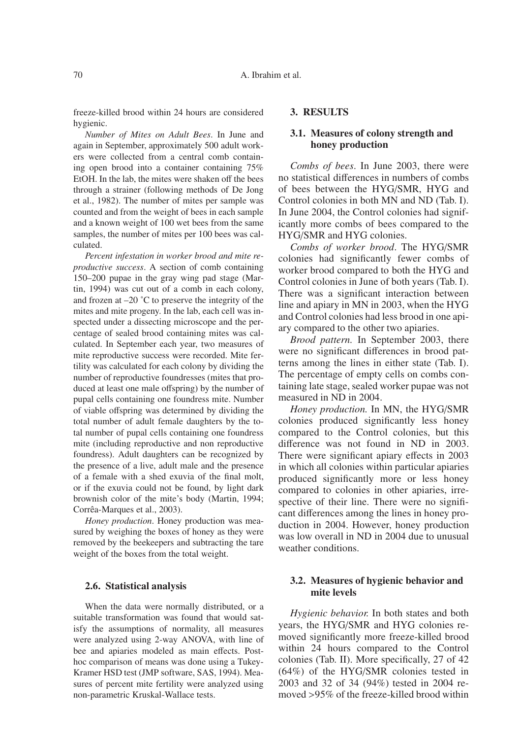freeze-killed brood within 24 hours are considered hygienic.

*Number of Mites on Adult Bees*. In June and again in September, approximately 500 adult workers were collected from a central comb containing open brood into a container containing 75% EtOH. In the lab, the mites were shaken off the bees through a strainer (following methods of De Jong et al., 1982). The number of mites per sample was counted and from the weight of bees in each sample and a known weight of 100 wet bees from the same samples, the number of mites per 100 bees was calculated.

*Percent infestation in worker brood and mite reproductive success*. A section of comb containing 150–200 pupae in the gray wing pad stage (Martin, 1994) was cut out of a comb in each colony, and frozen at –20 ˚C to preserve the integrity of the mites and mite progeny. In the lab, each cell was inspected under a dissecting microscope and the percentage of sealed brood containing mites was calculated. In September each year, two measures of mite reproductive success were recorded. Mite fertility was calculated for each colony by dividing the number of reproductive foundresses (mites that produced at least one male offspring) by the number of pupal cells containing one foundress mite. Number of viable offspring was determined by dividing the total number of adult female daughters by the total number of pupal cells containing one foundress mite (including reproductive and non reproductive foundress). Adult daughters can be recognized by the presence of a live, adult male and the presence of a female with a shed exuvia of the final molt, or if the exuvia could not be found, by light dark brownish color of the mite's body (Martin, 1994; Corrêa-Marques et al., 2003).

*Honey production*. Honey production was measured by weighing the boxes of honey as they were removed by the beekeepers and subtracting the tare weight of the boxes from the total weight.

### 2.6. Statistical analysis

When the data were normally distributed, or a suitable transformation was found that would satisfy the assumptions of normality, all measures were analyzed using 2-way ANOVA, with line of bee and apiaries modeled as main effects. Post-hoc comparison of means was done using a Tukey-Kramer HSD test (JMP software, SAS, 1994). Measures of percent mite fertility were analyzed using non-parametric Kruskal-Wallace tests.

## 3. RESULTS

### 3.1. Measures of colony strength and honey production

*Combs of bees*. In June 2003, there were no statistical differences in numbers of combs of bees between the HYG/SMR, HYG and Control colonies in both MN and ND (Tab. I). In June 2004, the Control colonies had significantly more combs of bees compared to the HYG/SMR and HYG colonies.

*Combs of worker brood*. The HYG/SMR colonies had significantly fewer combs of worker brood compared to both the HYG and Control colonies in June of both years (Tab. I). There was a significant interaction between line and apiary in MN in 2003, when the HYG and Control colonies had less brood in one apiary compared to the other two apiaries.

*Brood pattern.* In September 2003, there were no significant differences in brood patterns among the lines in either state (Tab. I). The percentage of empty cells on combs containing late stage, sealed worker pupae was not measured in ND in 2004.

*Honey production.* In MN, the HYG/SMR colonies produced significantly less honey compared to the Control colonies, but this difference was not found in ND in 2003. There were significant apiary effects in 2003 in which all colonies within particular apiaries produced significantly more or less honey compared to colonies in other apiaries, irrespective of their line. There were no significant differences among the lines in honey production in 2004. However, honey production was low overall in ND in 2004 due to unusual weather conditions.

### 3.2. Measures of hygienic behavior and mite levels

*Hygienic behavior.* In both states and both years, the HYG/SMR and HYG colonies removed significantly more freeze-killed brood within 24 hours compared to the Control colonies (Tab. II). More specifically, 27 of 42 (64%) of the HYG/SMR colonies tested in 2003 and 32 of 34 (94%) tested in 2004 removed >95% of the freeze-killed brood within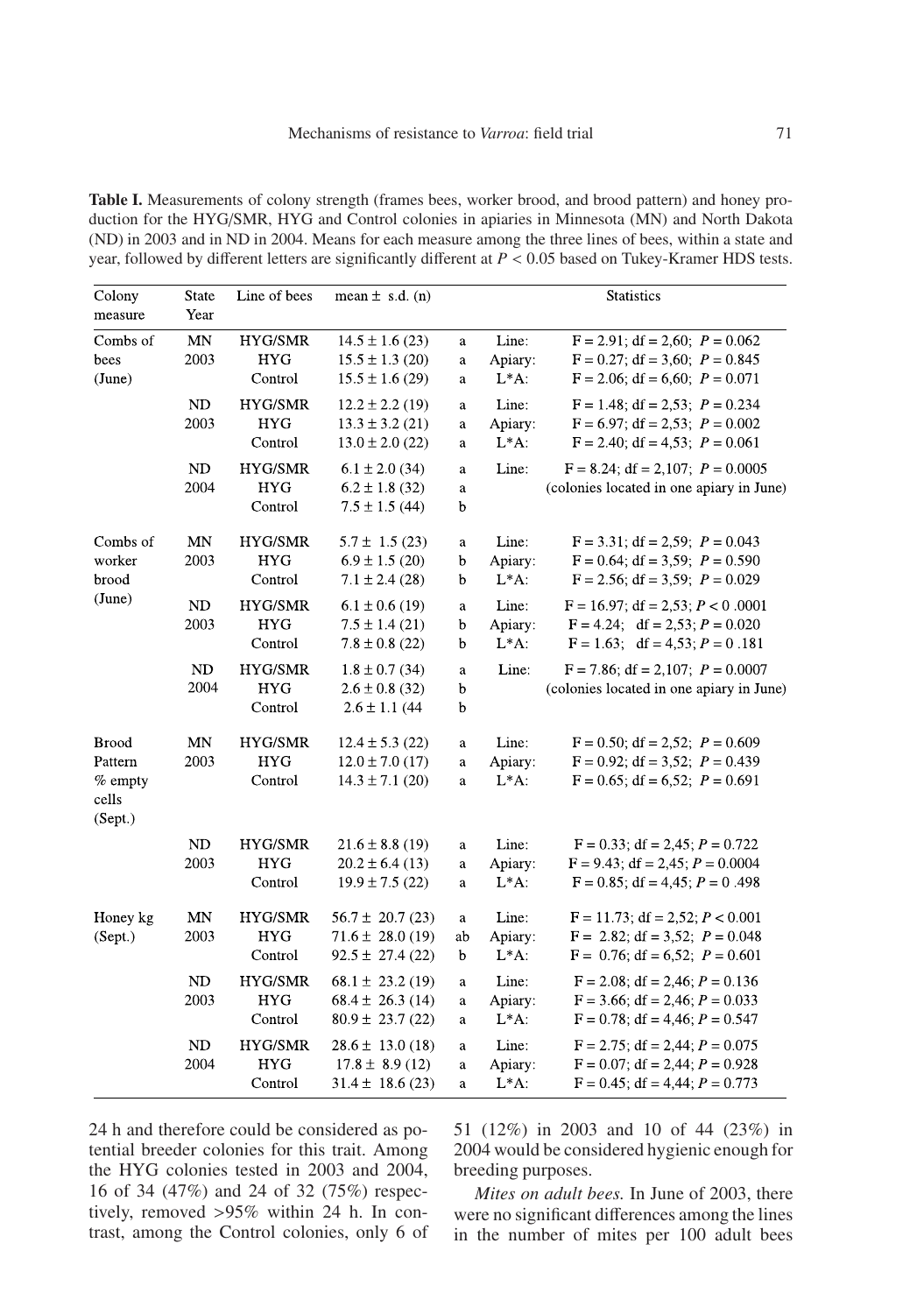**Table I.** Measurements of colony strength (frames bees, worker brood, and brood pattern) and honey production for the HYG/SMR, HYG and Control colonies in apiaries in Minnesota (MN) and North Dakota (ND) in 2003 and in ND in 2004. Means for each measure among the three lines of bees, within a state and year, followed by different letters are significantly different at $P < 0.05$ based on Tukey-Kramer HDS tests.

| Colony measure | State Year | Line of bees | mean ± s.d. (n) | | Statistics | |
|---|---|---|---|---|---|---|
| Combs of bees (June) | MN 2003 | HYG/SMR | 14.5 ± 1.6 (23) | a | Line: | F = 2.91; df = 2,60; P = 0.062 |
| | | HYG | 15.5 ± 1.3 (20) | a | Apiary: | F = 0.27; df = 3,60; P = 0.845 |
| | | Control | 15.5 ± 1.6 (29) | a | L*A: | F = 2.06; df = 6,60; P = 0.071 |
| | ND 2003 | HYG/SMR | 12.2 ± 2.2 (19) | a | Line: | F = 1.48; df = 2,53; P = 0.234 |
| | | HYG | 13.3 ± 3.2 (21) | a | Apiary: | F = 6.97; df = 2,53; P = 0.002 |
| | | Control | 13.0 ± 2.0 (22) | a | L*A: | F = 2.40; df = 4,53; P = 0.061 |
| | ND 2004 | HYG/SMR | 6.1 ± 2.0 (34) | a | Line: | F = 8.24; df = 2,107; P = 0.0005 |
| | | HYG | 6.2 ± 1.8 (32) | a | | (colonies located in one apiary in June) |
| | | Control | 7.5 ± 1.5 (44) | b | | |
| Combs of worker brood (June) | MN 2003 | HYG/SMR | 5.7 ± 1.5 (23) | a | Line: | F = 3.31; df = 2,59; P = 0.043 |
| | | HYG | 6.9 ± 1.5 (20) | b | Apiary: | F = 0.64; df = 3,59; P = 0.590 |
| | | Control | 7.1 ± 2.4 (28) | b | L*A: | F = 2.56; df = 3,59; P = 0.029 |
| | ND 2003 | HYG/SMR | 6.1 ± 0.6 (19) | a | Line: | F = 16.97; df = 2,53; P < 0 .0001 |
| | | HYG | 7.5 ± 1.4 (21) | b | Apiary: | F = 4.24; df = 2,53; P = 0.020 |
| | | Control | 7.8 ± 0.8 (22) | b | L*A: | F = 1.63; df = 4,53; P = 0 .181 |
| | ND 2004 | HYG/SMR | 1.8 ± 0.7 (34) | a | Line: | F = 7.86; df = 2,107; P = 0.0007 |
| | | HYG | 2.6 ± 0.8 (32) | b | | (colonies located in one apiary in June) |
| | | Control | 2.6 ± 1.1 (44 | b | | |
| Brood Pattern % empty cells (Sept.) | MN 2003 | HYG/SMR | 12.4 ± 5.3 (22) | a | Line: | F = 0.50; df = 2,52; P = 0.609 |
| | | HYG | 12.0 ± 7.0 (17) | a | Apiary: | F = 0.92; df = 3,52; P = 0.439 |
| | | Control | 14.3 ± 7.1 (20) | a | L*A: | F = 0.65; df = 6,52; P = 0.691 |
| | ND 2003 | HYG/SMR | 21.6 ± 8.8 (19) | a | Line: | F = 0.33; df = 2,45; P = 0.722 |
| | | HYG | 20.2 ± 6.4 (13) | a | Apiary: | F = 9.43; df = 2,45; P = 0.0004 |
| | | Control | 19.9 ± 7.5 (22) | a | L*A: | F = 0.85; df = 4,45; P = 0 .498 |
| Honey kg (Sept.) | MN 2003 | HYG/SMR | 56.7 ± 20.7 (23) | a | Line: | F = 11.73; df = 2,52; P < 0.001 |
| | | HYG | 71.6 ± 28.0 (19) | ab | Apiary: | F = 2.82; df = 3,52; P = 0.048 |
| | | Control | 92.5 ± 27.4 (22) | b | L*A: | F = 0.76; df = 6,52; P = 0.601 |
| | ND 2003 | HYG/SMR | 68.1 ± 23.2 (19) | a | Line: | F = 2.08; df = 2,46; P = 0.136 |
| | | HYG | 68.4 ± 26.3 (14) | a | Apiary: | F = 3.66; df = 2,46; P = 0.033 |
| | | Control | 80.9 ± 23.7 (22) | a | L*A: | F = 0.78; df = 4,46; P = 0.547 |
| | ND 2004 | HYG/SMR | 28.6 ± 13.0 (18) | a | Line: | F = 2.75; df = 2,44; P = 0.075 |
| | | HYG | 17.8 ± 8.9 (12) | a | Apiary: | F = 0.07; df = 2,44; P = 0.928 |
| | | Control | 31.4 ± 18.6 (23) | a | L*A: | F = 0.45; df = 4,44; P = 0.773 |

24 h and therefore could be considered as potential breeder colonies for this trait. Among the HYG colonies tested in 2003 and 2004, 16 of 34 (47%) and 24 of 32 (75%) respectively, removed >95% within 24 h. In contrast, among the Control colonies, only 6 of 51 (12%) in 2003 and 10 of 44 (23%) in 2004 would be considered hygienic enough for breeding purposes.

*Mites on adult bees.* In June of 2003, there were no significant differences among the lines in the number of mites per 100 adult bees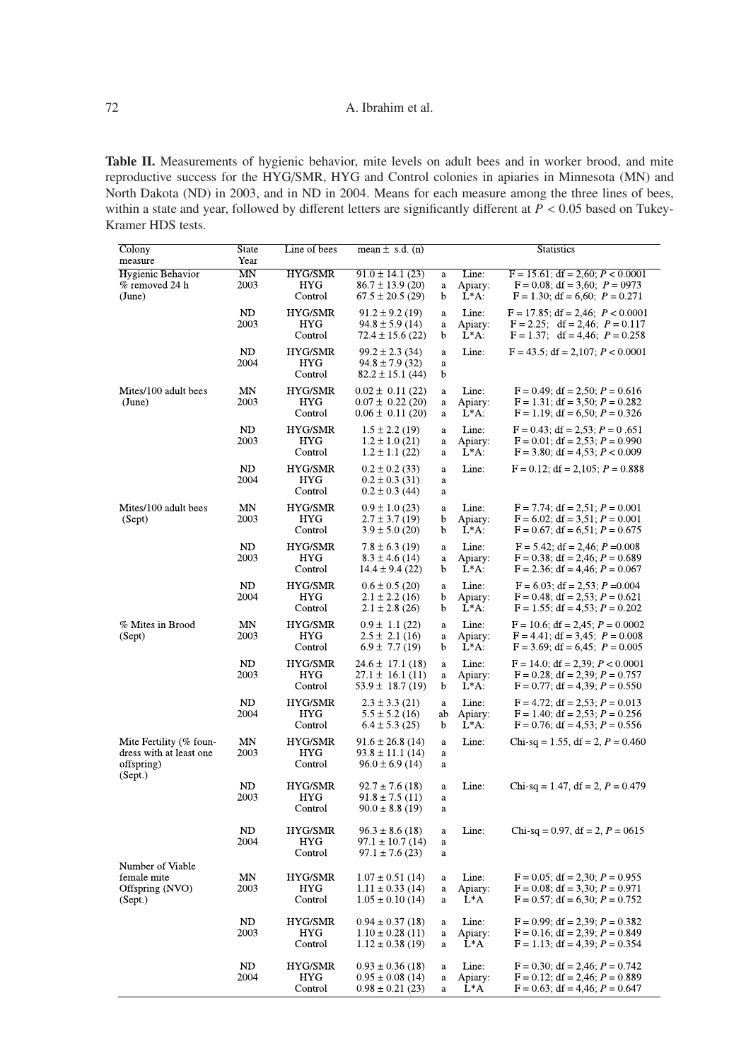**Table II.** Measurements of hygienic behavior, mite levels on adult bees and in worker brood, and mite reproductive success for the HYG/SMR, HYG and Control colonies in apiaries in Minnesota (MN) and North Dakota (ND) in 2003, and in ND in 2004. Means for each measure among the three lines of bees, within a state and year, followed by different letters are significantly different at $P < 0.05$ based on Tukey-Kramer HDS tests.

| Colony measure | State Year | Line of bees | mean ± s.d. (n) | | Statistics | |
|---|---|---|---|---|---|---|
| Hygienic Behavior % removed 24 h (June) | MN 2003 | HYG/SMR | 91.0 ± 14.1 (23) | a | Line: | F = 15.61; df = 2,60; $P < 0.0001$ |
| | | HYG | 86.7 ± 13.9 (20) | a | Apiary: | F = 0.08; df = 3,60; $P = 0973$ |
| | | Control | 67.5 ± 20.5 (29) | b | L*A: | F = 1.30; df = 6,60; $P = 0.271$ |
| | ND 2003 | HYG/SMR | 91.2 ± 9.2 (19) | a | Line: | F = 17.85; df = 2,46; $P < 0.0001$ |
| | | HYG | 94.8 ± 5.9 (14) | a | Apiary: | F = 2.25; df = 2,46; $P = 0.117$ |
| | | Control | 72.4 ± 15.6 (22) | b | L*A: | F = 1.37; df = 4,46; $P = 0.258$ |
| | ND 2004 | HYG/SMR | 99.2 ± 2.3 (34) | a | Line: | F = 43.5; df = 2,107; $P < 0.0001$ |
| | | HYG | 94.8 ± 7.9 (32) | a | | |
| | | Control | 82.2 ± 15.1 (44) | b | | |
| Mites/100 adult bees (June) | MN 2003 | HYG/SMR | 0.02 ± 0.11 (22) | a | Line: | F = 0.49; df = 2,50; $P = 0.616$ |
| | | HYG | 0.07 ± 0.22 (20) | a | Apiary: | F = 1.31; df = 3,50; $P = 0.282$ |
| | | Control | 0.06 ± 0.11 (20) | a | L*A: | F = 1.19; df = 6,50; $P = 0.326$ |
| | ND 2003 | HYG/SMR | 1.5 ± 2.2 (19) | a | Line: | F = 0.43; df = 2,53; $P = 0$ .651 |
| | | HYG | 1.2 ± 1.0 (21) | a | Apiary: | F = 0.01; df = 2,53; $P = 0.990$ |
| | | Control | 1.2 ± 1.1 (22) | a | L*A: | F = 3.80; df = 4,53; $P < 0.009$ |
| | ND 2004 | HYG/SMR | 0.2 ± 0.2 (33) | a | Line: | F = 0.12; df = 2,105; $P = 0.888$ |
| | | HYG | 0.2 ± 0.3 (31) | a | | |
| | | Control | 0.2 ± 0.3 (44) | a | | |
| Mites/100 adult bees (Sept) | MN 2003 | HYG/SMR | 0.9 ± 1.0 (23) | a | Line: | F = 7.74; df = 2,51; $P = 0.001$ |
| | | HYG | 2.7 ± 3.7 (19) | b | Apiary: | F = 6.02; df = 3,51; $P = 0.001$ |
| | | Control | 3.9 ± 5.0 (20) | b | L*A: | F = 0.67; df = 6,51; $P = 0.675$ |
| | ND 2003 | HYG/SMR | 7.8 ± 6.3 (19) | a | Line: | F = 5.42; df = 2,46; $P$ =0.008 |
| | | HYG | 8.3 ± 4.6 (14) | a | Apiary: | F = 0.38; df = 2,46; $P = 0.689$ |
| | | Control | 14.4 ± 9.4 (22) | b | L*A: | F = 2.36; df = 4,46; $P = 0.067$ |
| | ND 2004 | HYG/SMR | 0.6 ± 0.5 (20) | a | Line: | F = 6.03; df = 2,53; $P$ =0.004 |
| | | HYG | 2.1 ± 2.2 (16) | b | Apiary: | F = 0.48; df = 2,53; $P = 0.621$ |
| | | Control | 2.1 ± 2.8 (26) | b | L*A: | F = 1.55; df = 4,53; $P = 0.202$ |
| % Mites in Brood (Sept) | MN 2003 | HYG/SMR | 0.9 ± 1.1 (22) | a | Line: | F = 10.6; df = 2,45; $P = 0.0002$ |
| | | HYG | 2.5 ± 2.1 (16) | a | Apiary: | F = 4.41; df = 3,45; $P = 0.008$ |
| | | Control | 6.9 ± 7.7 (19) | b | L*A: | F = 3.69; df = 6,45; $P = 0.005$ |
| | ND 2003 | HYG/SMR | 24.6 ± 17.1 (18) | a | Line: | F = 14.0; df = 2,39; $P < 0.0001$ |
| | | HYG | 27.1 ± 16.1 (11) | a | Apiary: | F = 0.28; df = 2,39; $P = 0.757$ |
| | | Control | 53.9 ± 18.7 (19) | b | L*A: | F = 0.77; df = 4,39; $P = 0.550$ |
| | ND 2004 | HYG/SMR | 2.3 ± 3.3 (21) | a | Line: | F = 4.72; df = 2,53; $P = 0.013$ |
| | | HYG | 5.5 ± 5.2 (16) | ab | Apiary: | F = 1.40; df = 2,53; $P = 0.256$ |
| | | Control | 6.4 ± 5.3 (25) | b | L*A: | F = 0.76; df = 4,53; $P = 0.556$ |
| Mite Fertility (% foundress with at least one offspring) (Sept.) | MN 2003 | HYG/SMR | 91.6 ± 26.8 (14) | a | Line: | Chi-sq = 1.55, df = 2, $P = 0.460$ |
| | | HYG | 93.8 ± 11.1 (14) | a | | |
| | | Control | 96.0 ± 6.9 (14) | a | | |
| | ND 2003 | HYG/SMR | 92.7 ± 7.6 (18) | a | Line: | Chi-sq = 1.47, df = 2, $P = 0.479$ |
| | | HYG | 91.8 ± 7.5 (11) | a | | |
| | | Control | 90.0 ± 8.8 (19) | a | | |
| | ND 2004 | HYG/SMR | 96.3 ± 8.6 (18) | a | Line: | Chi-sq = 0.97, df = 2, $P = 0615$ |
| | | HYG | 97.1 ± 10.7 (14) | a | | |
| | | Control | 97.1 ± 7.6 (23) | a | | |
| Number of Viable female mite Offspring (NVO) (Sept.) | MN 2003 | HYG/SMR | 1.07 ± 0.51 (14) | a | Line: | F = 0.05; df = 2,30; $P = 0.955$ |
| | | HYG | 1.11 ± 0.33 (14) | a | Apiary: | F = 0.08; df = 3,30; $P = 0.971$ |
| | | Control | 1.05 ± 0.10 (14) | a | L*A | F = 0.57; df = 6,30; $P = 0.752$ |
| | ND 2003 | HYG/SMR | 0.94 ± 0.37 (18) | a | Line: | F = 0.99; df = 2,39; $P = 0.382$ |
| | | HYG | 1.10 ± 0.28 (11) | a | Apiary: | F = 0.16; df = 2,39; $P = 0.849$ |
| | | Control | 1.12 ± 0.38 (19) | a | L*A | F = 1.13; df = 4,39; $P = 0.354$ |
| | ND 2004 | HYG/SMR | 0.93 ± 0.36 (18) | a | Line: | F = 0.30; df = 2,46; $P = 0.742$ |
| | | HYG | 0.95 ± 0.08 (14) | a | Apiary: | F = 0.12; df = 2,46; $P = 0.889$ |
| | | Control | 0.98 ± 0.21 (23) | a | L*A | F = 0.63; df = 4,46; $P = 0.647$ |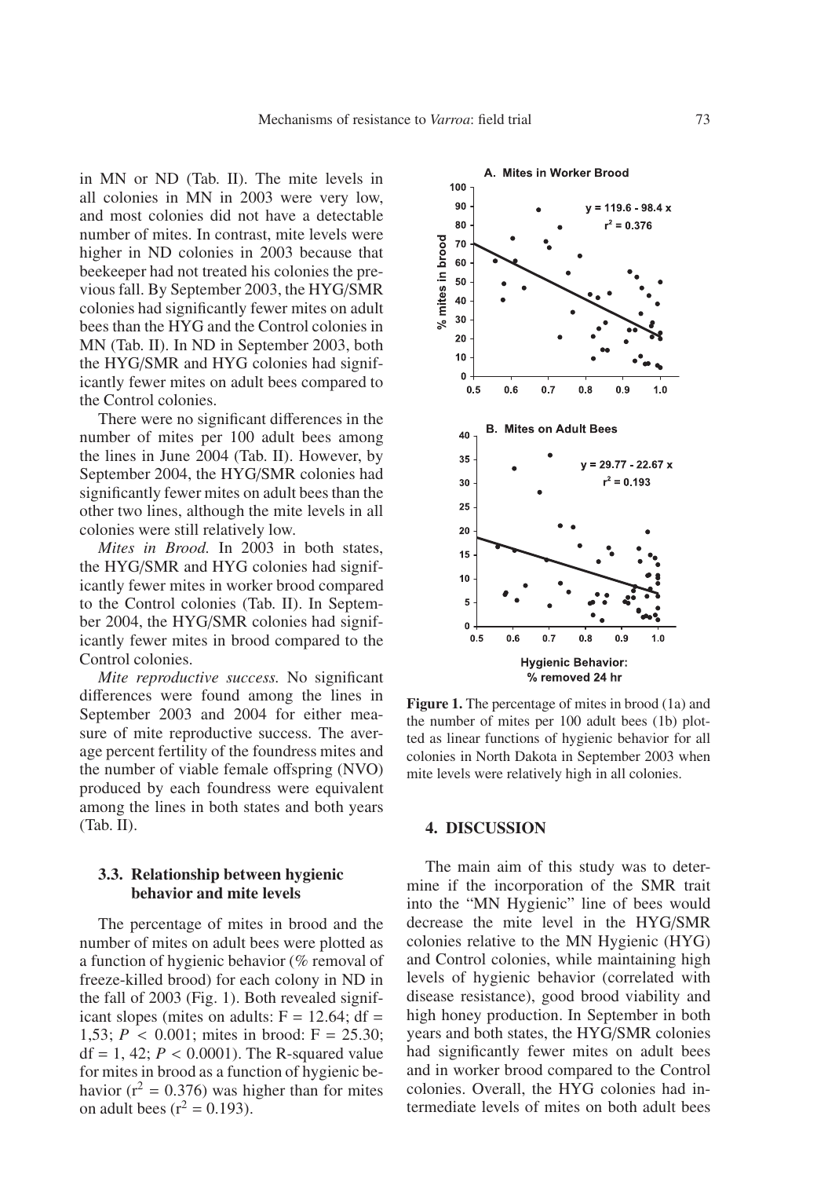in MN or ND (Tab. II). The mite levels in all colonies in MN in 2003 were very low, and most colonies did not have a detectable number of mites. In contrast, mite levels were higher in ND colonies in 2003 because that beekeeper had not treated his colonies the previous fall. By September 2003, the HYG/SMR colonies had significantly fewer mites on adult bees than the HYG and the Control colonies in MN (Tab. II). In ND in September 2003, both the HYG/SMR and HYG colonies had significantly fewer mites on adult bees compared to the Control colonies.

There were no significant differences in the number of mites per 100 adult bees among the lines in June 2004 (Tab. II). However, by September 2004, the HYG/SMR colonies had significantly fewer mites on adult bees than the other two lines, although the mite levels in all colonies were still relatively low.

*Mites in Brood.* In 2003 in both states, the HYG/SMR and HYG colonies had significantly fewer mites in worker brood compared to the Control colonies (Tab. II). In September 2004, the HYG/SMR colonies had significantly fewer mites in brood compared to the Control colonies.

*Mite reproductive success.* No significant differences were found among the lines in September 2003 and 2004 for either measure of mite reproductive success. The average percent fertility of the foundress mites and the number of viable female offspring (NVO) produced by each foundress were equivalent among the lines in both states and both years (Tab. II).

### 3.3. Relationship between hygienic behavior and mite levels

The percentage of mites in brood and the number of mites on adult bees were plotted as a function of hygienic behavior (% removal of freeze-killed brood) for each colony in ND in the fall of 2003 (Fig. 1). Both revealed significant slopes (mites on adults: $F = 12.64$; $df = 1,53$; $P < 0.001$; mites in brood: $F = 25.30$; $df = 1, 42$; $P < 0.0001$). The R-squared value for mites in brood as a function of hygienic behavior ($r^2 = 0.376$) was higher than for mites on adult bees ($r^2 = 0.193$).

**Figure 1.** The percentage of mites in brood (1a) and the number of mites per 100 adult bees (1b) plotted as linear functions of hygienic behavior for all colonies in North Dakota in September 2003 when mite levels were relatively high in all colonies.

## 4. DISCUSSION

The main aim of this study was to determine if the incorporation of the SMR trait into the "MN Hygienic" line of bees would decrease the mite level in the HYG/SMR colonies relative to the MN Hygienic (HYG) and Control colonies, while maintaining high levels of hygienic behavior (correlated with disease resistance), good brood viability and high honey production. In September in both years and both states, the HYG/SMR colonies had significantly fewer mites on adult bees and in worker brood compared to the Control colonies. Overall, the HYG colonies had intermediate levels of mites on both adult bees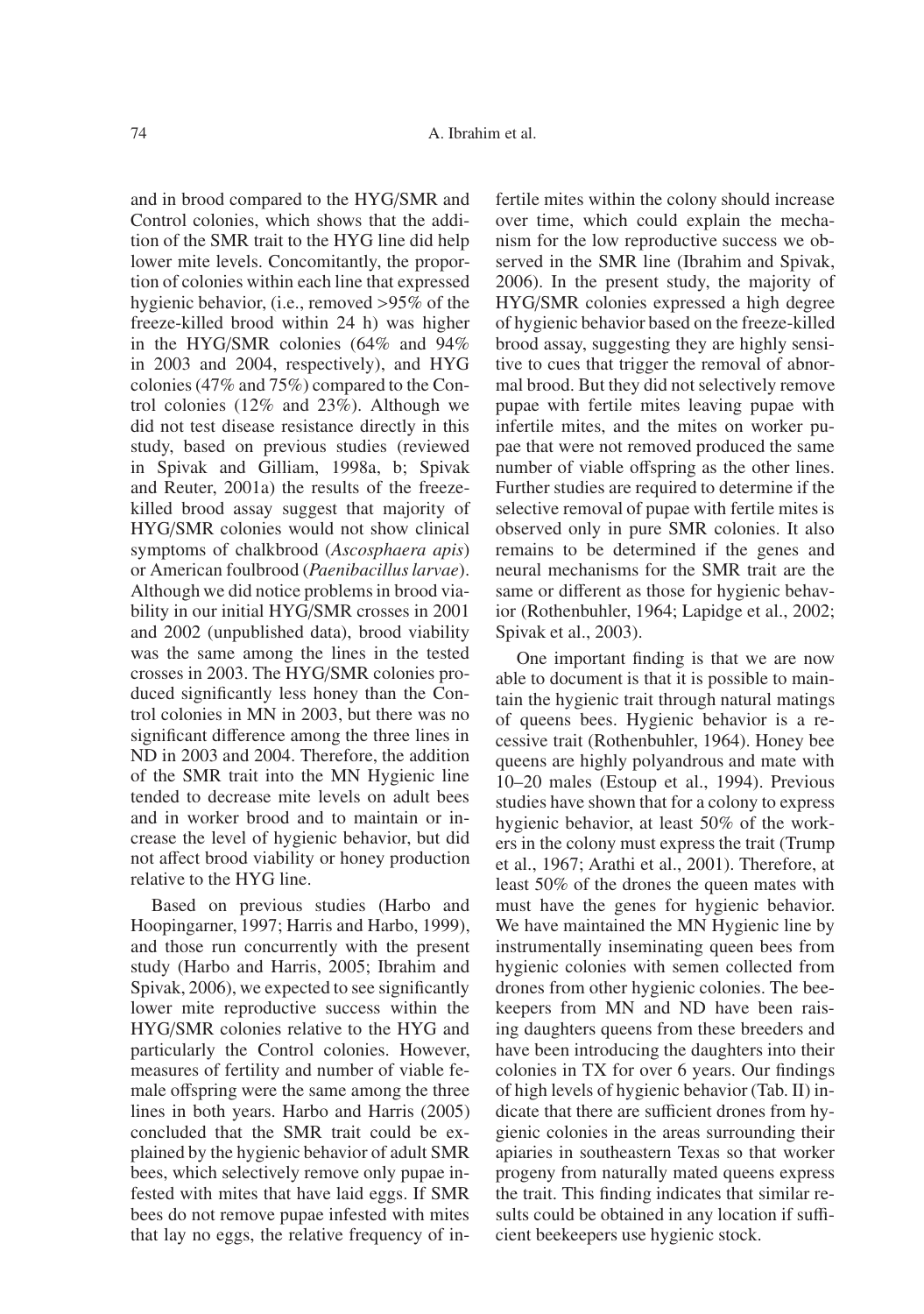and in brood compared to the HYG/SMR and Control colonies, which shows that the addition of the SMR trait to the HYG line did help lower mite levels. Concomitantly, the proportion of colonies within each line that expressed hygienic behavior, (i.e., removed >95% of the freeze-killed brood within 24 h) was higher in the HYG/SMR colonies (64% and 94% in 2003 and 2004, respectively), and HYG colonies (47% and 75%) compared to the Control colonies (12% and 23%). Although we did not test disease resistance directly in this study, based on previous studies (reviewed in Spivak and Gilliam, 1998a, b; Spivak and Reuter, 2001a) the results of the freeze-killed brood assay suggest that majority of HYG/SMR colonies would not show clinical symptoms of chalkbrood (*Ascosphaera apis*) or American foulbrood (*Paenibacillus larvae*). Although we did notice problems in brood viability in our initial HYG/SMR crosses in 2001 and 2002 (unpublished data), brood viability was the same among the lines in the tested crosses in 2003. The HYG/SMR colonies produced significantly less honey than the Control colonies in MN in 2003, but there was no significant difference among the three lines in ND in 2003 and 2004. Therefore, the addition of the SMR trait into the MN Hygienic line tended to decrease mite levels on adult bees and in worker brood and to maintain or increase the level of hygienic behavior, but did not affect brood viability or honey production relative to the HYG line.

Based on previous studies (Harbo and Hoopingarner, 1997; Harris and Harbo, 1999), and those run concurrently with the present study (Harbo and Harris, 2005; Ibrahim and Spivak, 2006), we expected to see significantly lower mite reproductive success within the HYG/SMR colonies relative to the HYG and particularly the Control colonies. However, measures of fertility and number of viable female offspring were the same among the three lines in both years. Harbo and Harris (2005) concluded that the SMR trait could be explained by the hygienic behavior of adult SMR bees, which selectively remove only pupae infested with mites that have laid eggs. If SMR bees do not remove pupae infested with mites that lay no eggs, the relative frequency of infertile mites within the colony should increase over time, which could explain the mechanism for the low reproductive success we observed in the SMR line (Ibrahim and Spivak, 2006). In the present study, the majority of HYG/SMR colonies expressed a high degree of hygienic behavior based on the freeze-killed brood assay, suggesting they are highly sensitive to cues that trigger the removal of abnormal brood. But they did not selectively remove pupae with fertile mites leaving pupae with infertile mites, and the mites on worker pupae that were not removed produced the same number of viable offspring as the other lines. Further studies are required to determine if the selective removal of pupae with fertile mites is observed only in pure SMR colonies. It also remains to be determined if the genes and neural mechanisms for the SMR trait are the same or different as those for hygienic behavior (Rothenbuhler, 1964; Lapidge et al., 2002; Spivak et al., 2003).

One important finding is that we are now able to document is that it is possible to maintain the hygienic trait through natural matings of queens bees. Hygienic behavior is a recessive trait (Rothenbuhler, 1964). Honey bee queens are highly polyandrous and mate with 10–20 males (Estoup et al., 1994). Previous studies have shown that for a colony to express hygienic behavior, at least 50% of the workers in the colony must express the trait (Trump et al., 1967; Arathi et al., 2001). Therefore, at least 50% of the drones the queen mates with must have the genes for hygienic behavior. We have maintained the MN Hygienic line by instrumentally inseminating queen bees from hygienic colonies with semen collected from drones from other hygienic colonies. The beekeepers from MN and ND have been raising daughters queens from these breeders and have been introducing the daughters into their colonies in TX for over 6 years. Our findings of high levels of hygienic behavior (Tab. II) indicate that there are sufficient drones from hygienic colonies in the areas surrounding their apiaries in southeastern Texas so that worker progeny from naturally mated queens express the trait. This finding indicates that similar results could be obtained in any location if sufficient beekeepers use hygienic stock.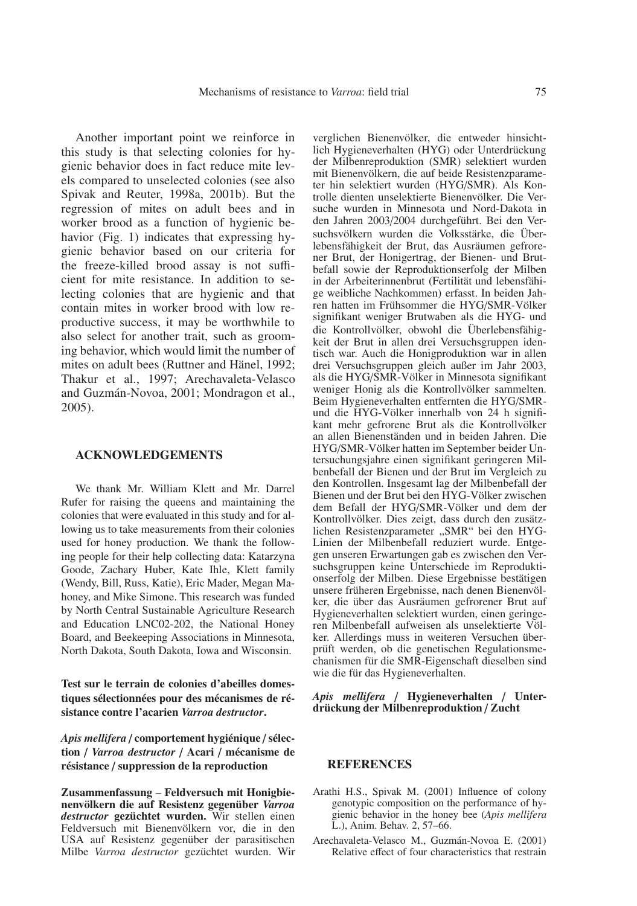Another important point we reinforce in this study is that selecting colonies for hygienic behavior does in fact reduce mite levels compared to unselected colonies (see also Spivak and Reuter, 1998a, 2001b). But the regression of mites on adult bees and in worker brood as a function of hygienic behavior (Fig. 1) indicates that expressing hygienic behavior based on our criteria for the freeze-killed brood assay is not sufficient for mite resistance. In addition to selecting colonies that are hygienic and that contain mites in worker brood with low reproductive success, it may be worthwhile to also select for another trait, such as grooming behavior, which would limit the number of mites on adult bees (Ruttner and Hänel, 1992; Thakur et al., 1997; Arechavaleta-Velasco and Guzmán-Novoa, 2001; Mondragon et al., 2005).

## ACKNOWLEDGEMENTS

We thank Mr. William Klett and Mr. Darrel Rufer for raising the queens and maintaining the colonies that were evaluated in this study and for allowing us to take measurements from their colonies used for honey production. We thank the following people for their help collecting data: Katarzyna Goode, Zachary Huber, Kate Ihle, Klett family (Wendy, Bill, Russ, Katie), Eric Mader, Megan Mahoney, and Mike Simone. This research was funded by North Central Sustainable Agriculture Research and Education LNC02-202, the National Honey Board, and Beekeeping Associations in Minnesota, North Dakota, South Dakota, Iowa and Wisconsin.

**Test sur le terrain de colonies d'abeilles domestiques sélectionnées pour des mécanismes de résistance contre l'acarien *Varroa destructor*.**

***Apis mellifera* / comportement hygiénique / sélection / *Varroa destructor* / Acari / mécanisme de résistance / suppression de la reproduction**

**Zusammenfassung** – **Feldversuch mit Honigbienenvölkern die auf Resistenz gegenüber *Varroa destructor* gezüchtet wurden.** Wir stellen einen Feldversuch mit Bienenvölkern vor, die in den USA auf Resistenz gegenüber der parasitischen Milbe *Varroa destructor* gezüchtet wurden. Wir verglichen Bienenvölker, die entweder hinsichtlich Hygieneverhalten (HYG) oder Unterdrückung der Milbenreproduktion (SMR) selektiert wurden mit Bienenvölkern, die auf beide Resistenzparameter hin selektiert wurden (HYG/SMR). Als Kontrolle dienten unselektierte Bienenvölker. Die Versuche wurden in Minnesota und Nord-Dakota in den Jahren 2003/2004 durchgeführt. Bei den Versuchsvölkern wurden die Volksstärke, die Überlebensfähigkeit der Brut, das Ausräumen gefrorener Brut, der Honigertrag, der Bienen- und Brutbefall sowie der Reproduktionserfolg der Milben in der Arbeiterinnenbrut (Fertilität und lebensfähige weibliche Nachkommen) erfasst. In beiden Jahren hatten im Frühsommer die HYG/SMR-Völker signifikant weniger Brutwaben als die HYG- und die Kontrollvölker, obwohl die Überlebensfähigkeit der Brut in allen drei Versuchsgruppen identisch war. Auch die Honigproduktion war in allen drei Versuchsgruppen gleich außer im Jahr 2003, als die HYG/SMR-Völker in Minnesota signifikant weniger Honig als die Kontrollvölker sammelten. Beim Hygieneverhalten entfernten die HYG/SMR- und die HYG-Völker innerhalb von 24 h signifikant mehr gefrorene Brut als die Kontrollvölker an allen Bienenständen und in beiden Jahren. Die HYG/SMR-Völker hatten im September beider Untersuchungsjahre einen signifikant geringeren Milbenbefall der Bienen und der Brut im Vergleich zu den Kontrollen. Insgesamt lag der Milbenbefall der Bienen und der Brut bei den HYG-Völker zwischen dem Befall der HYG/SMR-Völker und dem der Kontrollvölker. Dies zeigt, dass durch den zusätzlichen Resistenzparameter „SMR" bei den HYG-Linien der Milbenbefall reduziert wurde. Entgegen unseren Erwartungen gab es zwischen den Versuchsgruppen keine Unterschiede im Reproduktionserfolg der Milben. Diese Ergebnisse bestätigen unsere früheren Ergebnisse, nach denen Bienenvölker, die über das Ausräumen gefrorener Brut auf Hygieneverhalten selektiert wurden, einen geringeren Milbenbefall aufweisen als unselektierte Völker. Allerdings muss in weiteren Versuchen überprüft werden, ob die genetischen Regulationsmechanismen für die SMR-Eigenschaft dieselben sind wie die für das Hygieneverhalten.

***Apis mellifera* / Hygieneverhalten / Unterdrückung der Milbenreproduktion / Zucht**

## REFERENCES

Arathi H.S., Spivak M. (2001) Influence of colony genotypic composition on the performance of hygienic behavior in the honey bee (*Apis mellifera* L.), Anim. Behav. 2, 57–66.

Arechavaleta-Velasco M., Guzmán-Novoa E. (2001) Relative effect of four characteristics that restrain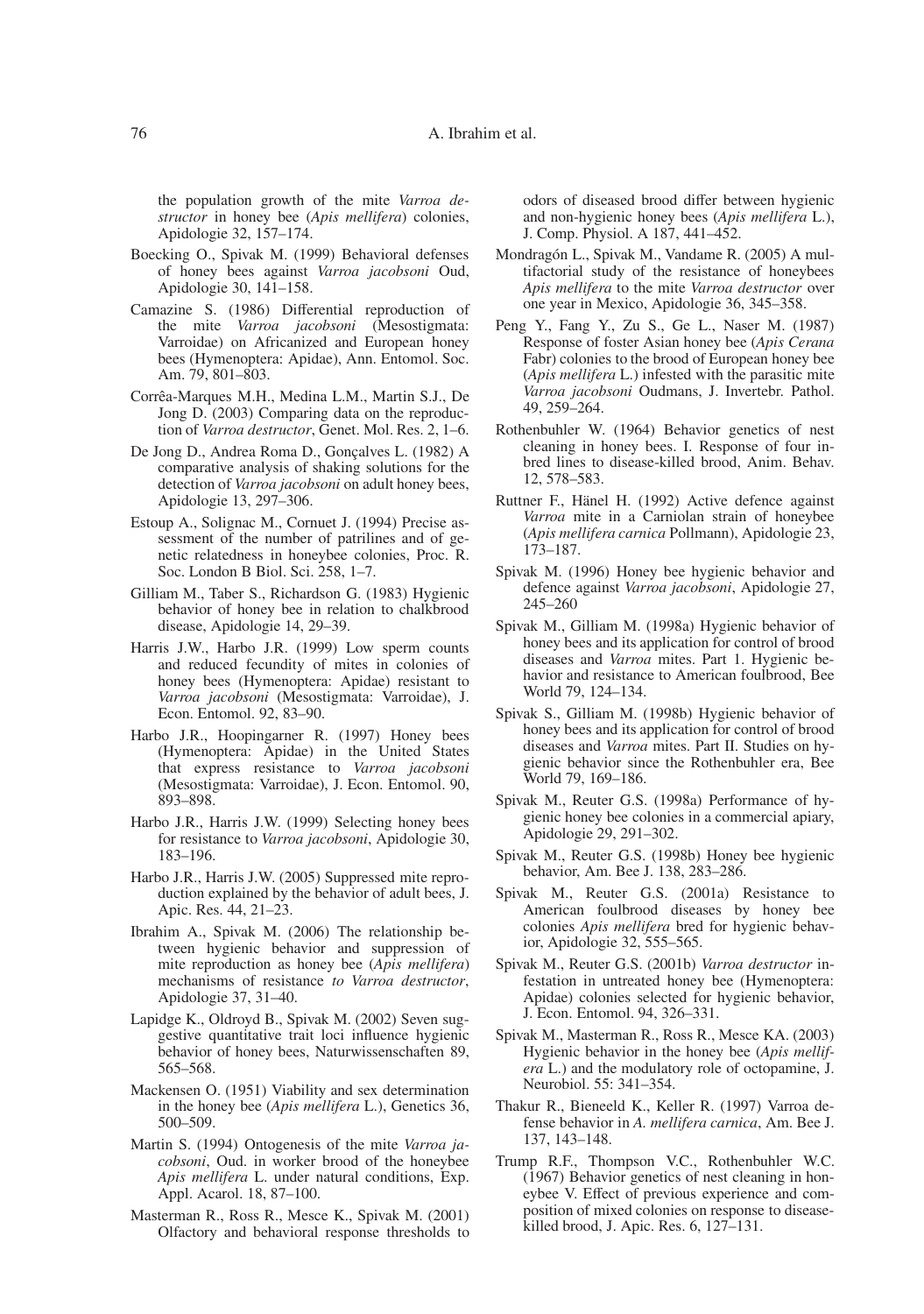the population growth of the mite *Varroa destructor* in honey bee (*Apis mellifera*) colonies, Apidologie 32, 157–174.

Boecking O., Spivak M. (1999) Behavioral defenses of honey bees against *Varroa jacobsoni* Oud, Apidologie 30, 141–158.

Camazine S. (1986) Differential reproduction of the mite *Varroa jacobsoni* (Mesostigmata: Varroidae) on Africanized and European honey bees (Hymenoptera: Apidae), Ann. Entomol. Soc. Am. 79, 801–803.

Corrêa-Marques M.H., Medina L.M., Martin S.J., De Jong D. (2003) Comparing data on the reproduction of *Varroa destructor*, Genet. Mol. Res. 2, 1–6.

De Jong D., Andrea Roma D., Gonçalves L. (1982) A comparative analysis of shaking solutions for the detection of *Varroa jacobsoni* on adult honey bees, Apidologie 13, 297–306.

Estoup A., Solignac M., Cornuet J. (1994) Precise assessment of the number of patrilines and of genetic relatedness in honeybee colonies, Proc. R. Soc. London B Biol. Sci. 258, 1–7.

Gilliam M., Taber S., Richardson G. (1983) Hygienic behavior of honey bee in relation to chalkbrood disease, Apidologie 14, 29–39.

Harris J.W., Harbo J.R. (1999) Low sperm counts and reduced fecundity of mites in colonies of honey bees (Hymenoptera: Apidae) resistant to *Varroa jacobsoni* (Mesostigmata: Varroidae), J. Econ. Entomol. 92, 83–90.

Harbo J.R., Hoopingarner R. (1997) Honey bees (Hymenoptera: Apidae) in the United States that express resistance to *Varroa jacobsoni* (Mesostigmata: Varroidae), J. Econ. Entomol. 90, 893–898.

Harbo J.R., Harris J.W. (1999) Selecting honey bees for resistance to *Varroa jacobsoni*, Apidologie 30, 183–196.

Harbo J.R., Harris J.W. (2005) Suppressed mite reproduction explained by the behavior of adult bees, J. Apic. Res. 44, 21–23.

Ibrahim A., Spivak M. (2006) The relationship between hygienic behavior and suppression of mite reproduction as honey bee (*Apis mellifera*) mechanisms of resistance *to Varroa destructor*, Apidologie 37, 31–40.

Lapidge K., Oldroyd B., Spivak M. (2002) Seven suggestive quantitative trait loci influence hygienic behavior of honey bees, Naturwissenschaften 89, 565–568.

Mackensen O. (1951) Viability and sex determination in the honey bee (*Apis mellifera* L.), Genetics 36, 500–509.

Martin S. (1994) Ontogenesis of the mite *Varroa jacobsoni*, Oud. in worker brood of the honeybee *Apis mellifera* L. under natural conditions, Exp. Appl. Acarol. 18, 87–100.

Masterman R., Ross R., Mesce K., Spivak M. (2001) Olfactory and behavioral response thresholds to odors of diseased brood differ between hygienic and non-hygienic honey bees (*Apis mellifera* L.), J. Comp. Physiol. A 187, 441–452.

Mondragón L., Spivak M., Vandame R. (2005) A multifactorial study of the resistance of honeybees *Apis mellifera* to the mite *Varroa destructor* over one year in Mexico, Apidologie 36, 345–358.

Peng Y., Fang Y., Zu S., Ge L., Naser M. (1987) Response of foster Asian honey bee (*Apis Cerana* Fabr) colonies to the brood of European honey bee (*Apis mellifera* L.) infested with the parasitic mite *Varroa jacobsoni* Oudmans, J. Invertebr. Pathol. 49, 259–264.

Rothenbuhler W. (1964) Behavior genetics of nest cleaning in honey bees. I. Response of four inbred lines to disease-killed brood, Anim. Behav. 12, 578–583.

Ruttner F., Hänel H. (1992) Active defence against *Varroa* mite in a Carniolan strain of honeybee (*Apis mellifera carnica* Pollmann), Apidologie 23, 173–187.

Spivak M. (1996) Honey bee hygienic behavior and defence against *Varroa jacobsoni*, Apidologie 27, 245–260

Spivak M., Gilliam M. (1998a) Hygienic behavior of honey bees and its application for control of brood diseases and *Varroa* mites. Part 1. Hygienic behavior and resistance to American foulbrood, Bee World 79, 124–134.

Spivak S., Gilliam M. (1998b) Hygienic behavior of honey bees and its application for control of brood diseases and *Varroa* mites. Part II. Studies on hygienic behavior since the Rothenbuhler era, Bee World 79, 169–186.

Spivak M., Reuter G.S. (1998a) Performance of hygienic honey bee colonies in a commercial apiary, Apidologie 29, 291–302.

Spivak M., Reuter G.S. (1998b) Honey bee hygienic behavior, Am. Bee J. 138, 283–286.

Spivak M., Reuter G.S. (2001a) Resistance to American foulbrood diseases by honey bee colonies *Apis mellifera* bred for hygienic behavior, Apidologie 32, 555–565.

Spivak M., Reuter G.S. (2001b) *Varroa destructor* infestation in untreated honey bee (Hymenoptera: Apidae) colonies selected for hygienic behavior, J. Econ. Entomol. 94, 326–331.

Spivak M., Masterman R., Ross R., Mesce KA. (2003) Hygienic behavior in the honey bee (*Apis mellifera* L.) and the modulatory role of octopamine, J. Neurobiol. 55: 341–354.

Thakur R., Bieneeld K., Keller R. (1997) Varroa defense behavior in *A. mellifera carnica*, Am. Bee J. 137, 143–148.

Trump R.F., Thompson V.C., Rothenbuhler W.C. (1967) Behavior genetics of nest cleaning in honeybee V. Effect of previous experience and composition of mixed colonies on response to disease-killed brood, J. Apic. Res. 6, 127–131.